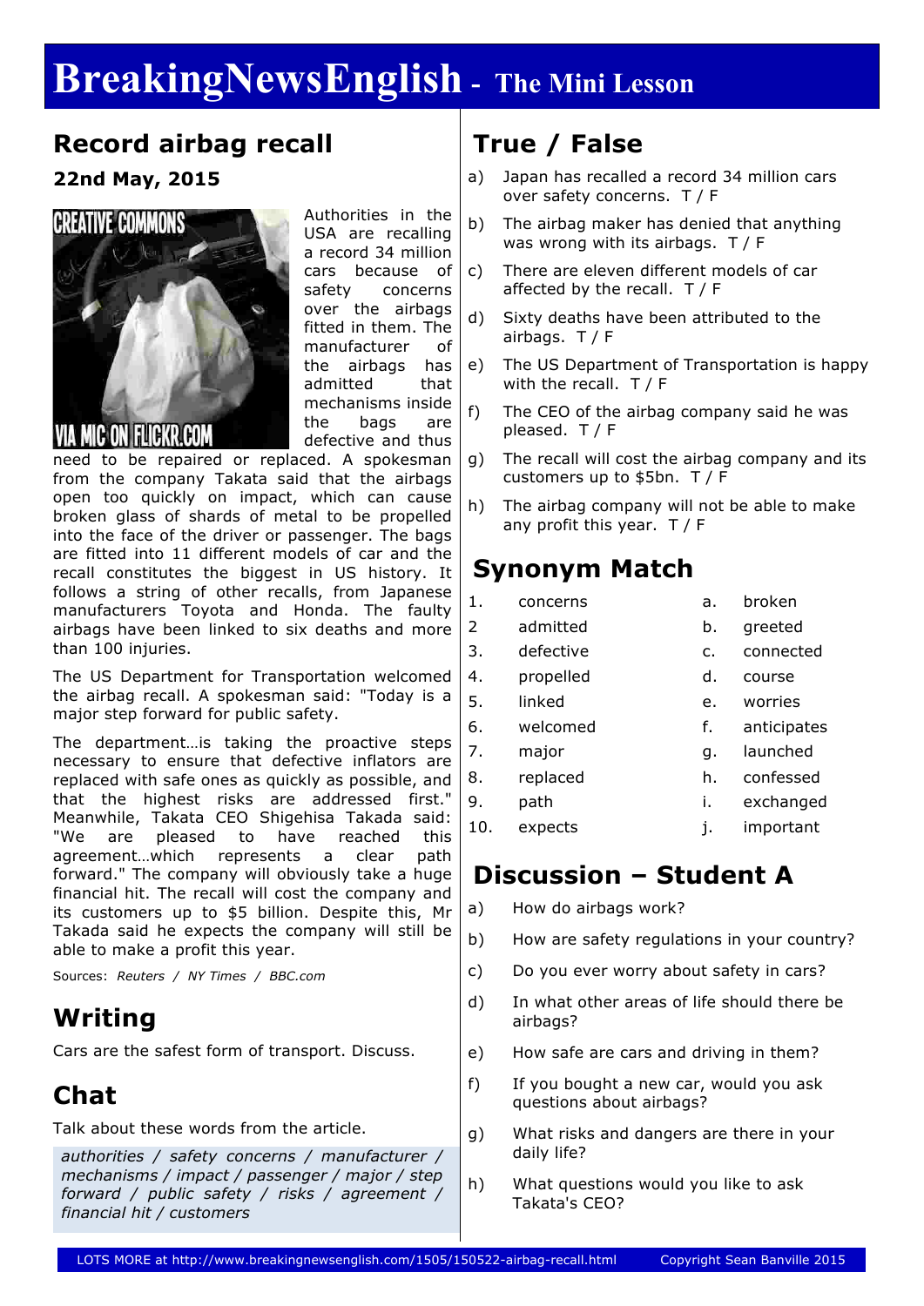# BreakingNewsEnglish - The Mini Lesson

## Record airbag recall

**22nd May, 2015**

Authorities in the USA are recalling a record 34 million cars because of safety concerns over the airbags fitted in them. The manufacturer of the airbags has admitted that mechanisms inside the bags are defective and thus need to be repaired or replaced. A spokesman from the company Takata said that the airbags open too quickly on impact, which can cause broken glass of shards of metal to be propelled into the face of the driver or passenger. The bags are fitted into 11 different models of car and the recall constitutes the biggest in US history. It follows a string of other recalls, from Japanese manufacturers Toyota and Honda. The faulty airbags have been linked to six deaths and more than 100 injuries.

The US Department for Transportation welcomed the airbag recall. A spokesman said: "Today is a major step forward for public safety.

The department…is taking the proactive steps necessary to ensure that defective inflators are replaced with safe ones as quickly as possible, and that the highest risks are addressed first." Meanwhile, Takata CEO Shigehisa Takada said: "We are pleased to have reached this agreement…which represents a clear path forward." The company will obviously take a huge financial hit. The recall will cost the company and its customers up to $5 billion. Despite this, Mr Takada said he expects the company will still be able to make a profit this year.

Sources: *Reuters / NY Times / BBC.com*

## Writing

Cars are the safest form of transport. Discuss.

## Chat

Talk about these words from the article.

*authorities / safety concerns / manufacturer / mechanisms / impact / passenger / major / step forward / public safety / risks / agreement / financial hit / customers*

## True / False

a) Japan has recalled a record 34 million cars over safety concerns. T / F

b) The airbag maker has denied that anything was wrong with its airbags. T / F

c) There are eleven different models of car affected by the recall. T / F

d) Sixty deaths have been attributed to the airbags. T / F

e) The US Department of Transportation is happy with the recall. T / F

f) The CEO of the airbag company said he was pleased. T / F

g) The recall will cost the airbag company and its customers up to $5bn. T / F

h) The airbag company will not be able to make any profit this year. T / F

## Synonym Match

| | | | |
|---|---|---|---|
| 1. | concerns | a. | broken |
| 2 | admitted | b. | greeted |
| 3. | defective | c. | connected |
| 4. | propelled | d. | course |
| 5. | linked | e. | worries |
| 6. | welcomed | f. | anticipates |
| 7. | major | g. | launched |
| 8. | replaced | h. | confessed |
| 9. | path | i. | exchanged |
| 10. | expects | j. | important |

## Discussion – Student A

a) How do airbags work?

b) How are safety regulations in your country?

c) Do you ever worry about safety in cars?

d) In what other areas of life should there be airbags?

e) How safe are cars and driving in them?

f) If you bought a new car, would you ask questions about airbags?

g) What risks and dangers are there in your daily life?

h) What questions would you like to ask Takata's CEO?

LOTS MORE at http://www.breakingnewsenglish.com/1505/150522-airbag-recall.html Copyright Sean Banville 2015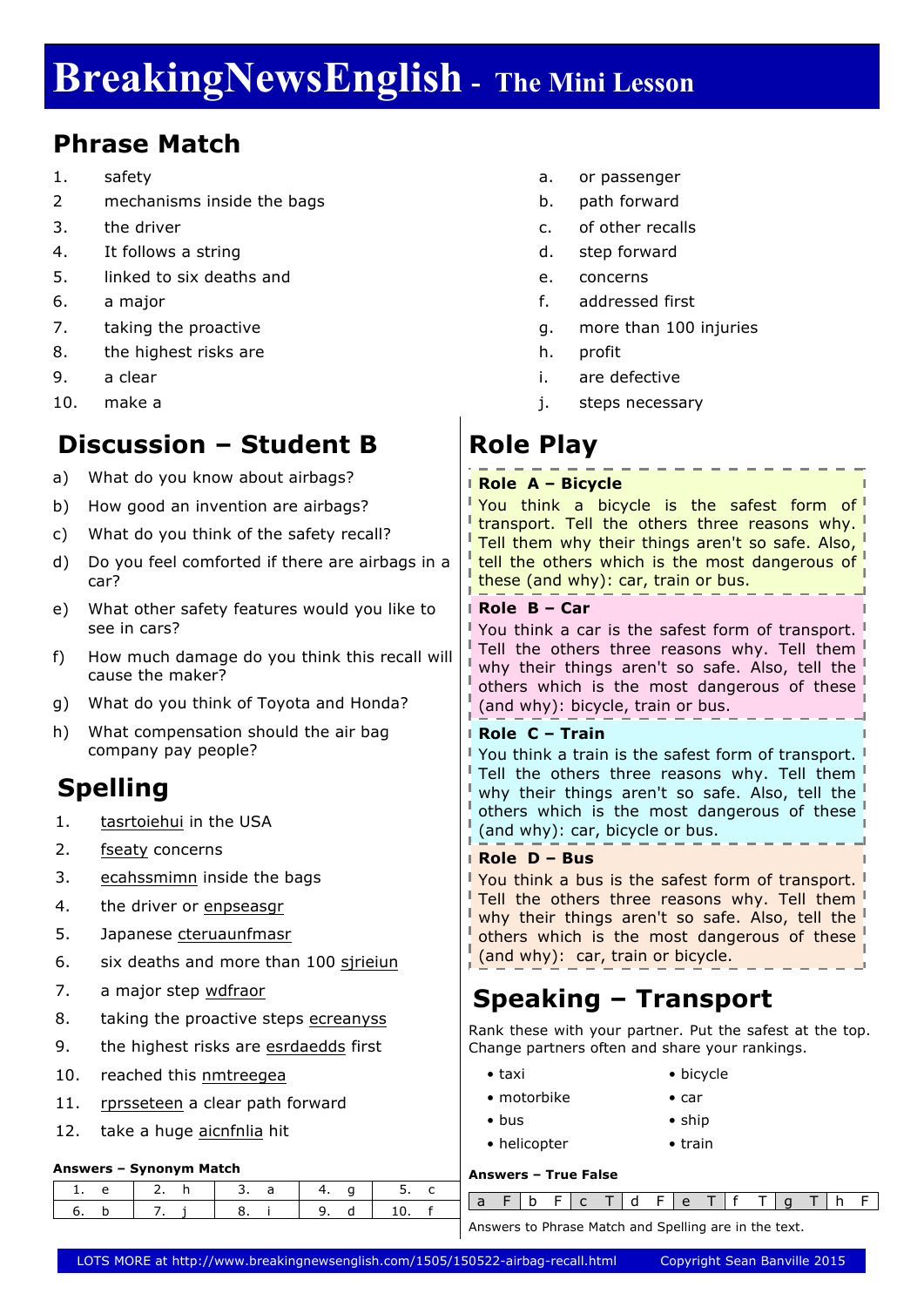# BreakingNewsEnglish - The Mini Lesson

## Phrase Match

1. safety
2 mechanisms inside the bags
3. the driver
4. It follows a string
5. linked to six deaths and
6. a major
7. taking the proactive
8. the highest risks are
9. a clear
10. make a

a. or passenger
b. path forward
c. of other recalls
d. step forward
e. concerns
f. addressed first
g. more than 100 injuries
h. profit
i. are defective
j. steps necessary

## Discussion – Student B

a) What do you know about airbags?
b) How good an invention are airbags?
c) What do you think of the safety recall?
d) Do you feel comforted if there are airbags in a car?
e) What other safety features would you like to see in cars?
f) How much damage do you think this recall will cause the maker?
g) What do you think of Toyota and Honda?
h) What compensation should the air bag company pay people?

## Spelling

1. tasrtoiehui in the USA
2. fseaty concerns
3. ecahssmimn inside the bags
4. the driver or enpseasgr
5. Japanese cteruaunfmasr
6. six deaths and more than 100 sjrieiun
7. a major step wdfraor
8. taking the proactive steps ecreanyss
9. the highest risks are esrdaedds first
10. reached this nmtreegea
11. rprsseteen a clear path forward
12. take a huge aicnfnlia hit

**Answers – Synonym Match**

| | | | | |
|---|---|---|---|---|
| 1. e | 2. h | 3. a | 4. g | 5. c |
| 6. b | 7. j | 8. i | 9. d | 10. f |

## Role Play

**Role A – Bicycle**
You think a bicycle is the safest form of transport. Tell the others three reasons why. Tell them why their things aren't so safe. Also, tell the others which is the most dangerous of these (and why): car, train or bus.

**Role B – Car**
You think a car is the safest form of transport. Tell the others three reasons why. Tell them why their things aren't so safe. Also, tell the others which is the most dangerous of these (and why): bicycle, train or bus.

**Role C – Train**
You think a train is the safest form of transport. Tell the others three reasons why. Tell them why their things aren't so safe. Also, tell the others which is the most dangerous of these (and why): car, bicycle or bus.

**Role D – Bus**
You think a bus is the safest form of transport. Tell the others three reasons why. Tell them why their things aren't so safe. Also, tell the others which is the most dangerous of these (and why): car, train or bicycle.

## Speaking – Transport

Rank these with your partner. Put the safest at the top. Change partners often and share your rankings.

- taxi
- motorbike
- bus
- helicopter
- bicycle
- car
- ship
- train

**Answers – True False**

| | | | | | | | | | | | | | | | |
|---|---|---|---|---|---|---|---|---|---|---|---|---|---|---|---|
| a | F | b | F | c | T | d | F | e | T | f | T | g | T | h | F |

Answers to Phrase Match and Spelling are in the text.

LOTS MORE at http://www.breakingnewsenglish.com/1505/150522-airbag-recall.html Copyright Sean Banville 2015